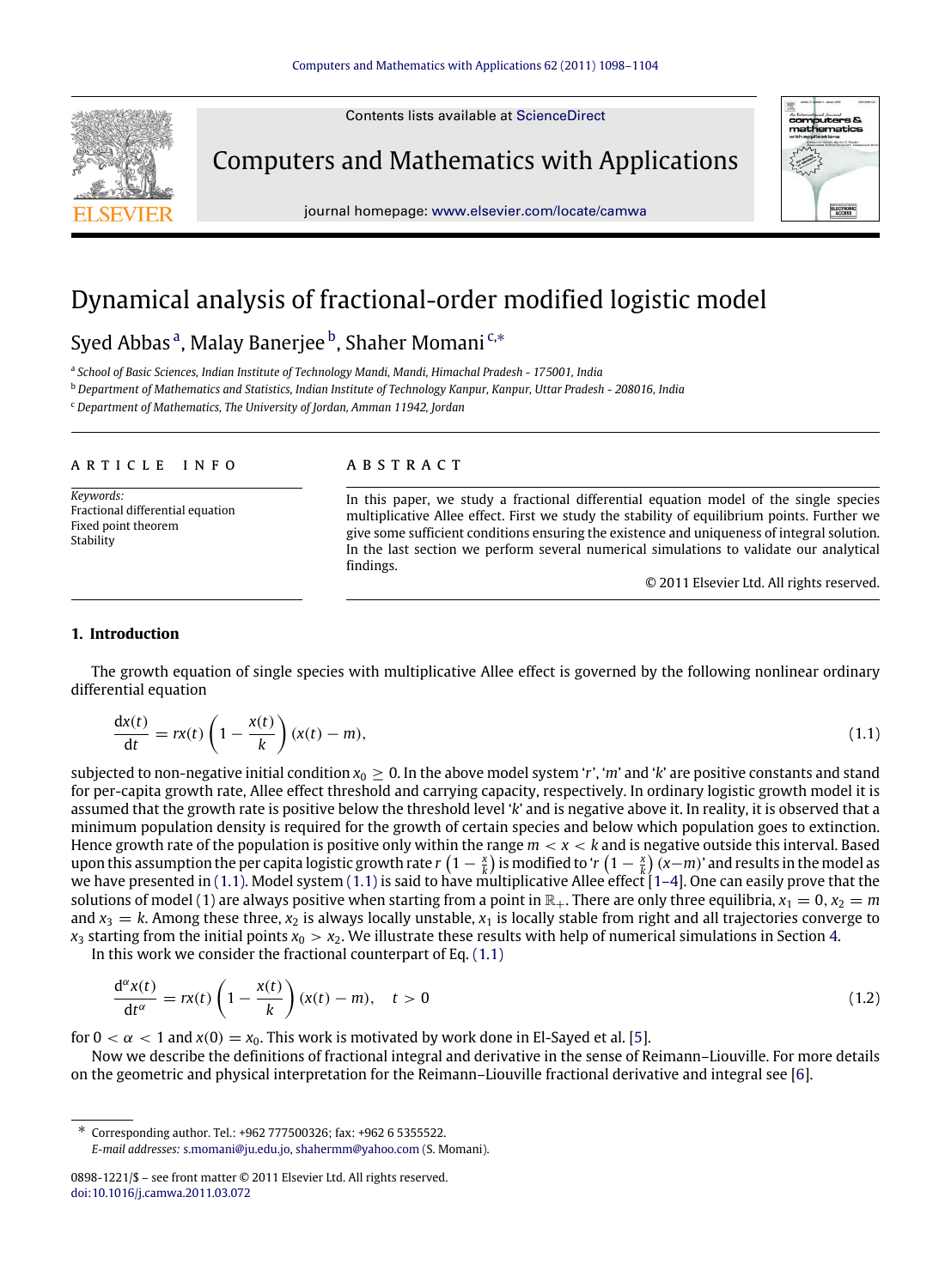# Dynamical analysis of fractional-order modified logistic model

Syed Abbas [a], Malay Banerjee [b], Shaher Momani [c,*]

[a] School of Basic Sciences, Indian Institute of Technology Mandi, Mandi, Himachal Pradesh - 175001, India

[b] Department of Mathematics and Statistics, Indian Institute of Technology Kanpur, Kanpur, Uttar Pradesh - 208016, India

[c] Department of Mathematics, The University of Jordan, Amman 11942, Jordan

**ARTICLE INFO**

*Keywords:*
Fractional differential equation
Fixed point theorem
Stability

**ABSTRACT**

In this paper, we study a fractional differential equation model of the single species multiplicative Allee effect. First we study the stability of equilibrium points. Further we give some sufficient conditions ensuring the existence and uniqueness of integral solution. In the last section we perform several numerical simulations to validate our analytical findings.

© 2011 Elsevier Ltd. All rights reserved.

## 1. Introduction

The growth equation of single species with multiplicative Allee effect is governed by the following nonlinear ordinary differential equation

$$\frac{dx(t)}{dt} = rx(t)\left(1 - \frac{x(t)}{k}\right)(x(t) - m), \tag{1.1}$$

subjected to non-negative initial condition $x_0 \geq 0$. In the above model system '$r$', '$m$' and '$k$' are positive constants and stand for per-capita growth rate, Allee effect threshold and carrying capacity, respectively. In ordinary logistic growth model it is assumed that the growth rate is positive below the threshold level '$k$' and is negative above it. In reality, it is observed that a minimum population density is required for the growth of certain species and below which population goes to extinction. Hence growth rate of the population is positive only within the range $m < x < k$ and is negative outside this interval. Based upon this assumption the per capita logistic growth rate $r\left(1 - \frac{x}{k}\right)$ is modified to '$r\left(1 - \frac{x}{k}\right)(x-m)$' and results in the model as we have presented in (1.1). Model system (1.1) is said to have multiplicative Allee effect [1–4]. One can easily prove that the solutions of model (1) are always positive when starting from a point in $\mathbb{R}_+$. There are only three equilibria, $x_1 = 0$, $x_2 = m$ and $x_3 = k$. Among these three, $x_2$ is always locally unstable, $x_1$ is locally stable from right and all trajectories converge to $x_3$ starting from the initial points $x_0 > x_2$. We illustrate these results with help of numerical simulations in Section 4.

In this work we consider the fractional counterpart of Eq. (1.1)

$$\frac{d^\alpha x(t)}{dt^\alpha} = rx(t)\left(1 - \frac{x(t)}{k}\right)(x(t) - m), \quad t > 0 \tag{1.2}$$

for $0 < \alpha < 1$ and $x(0) = x_0$. This work is motivated by work done in El-Sayed et al. [5].

Now we describe the definitions of fractional integral and derivative in the sense of Reimann–Liouville. For more details on the geometric and physical interpretation for the Reimann–Liouville fractional derivative and integral see [6].

---

* Corresponding author. Tel.: +962 777500326; fax: +962 6 5355522.
*E-mail addresses:* s.momani@ju.edu.jo, shahermm@yahoo.com (S. Momani).

0898-1221/$ – see front matter © 2011 Elsevier Ltd. All rights reserved.
doi:10.1016/j.camwa.2011.03.072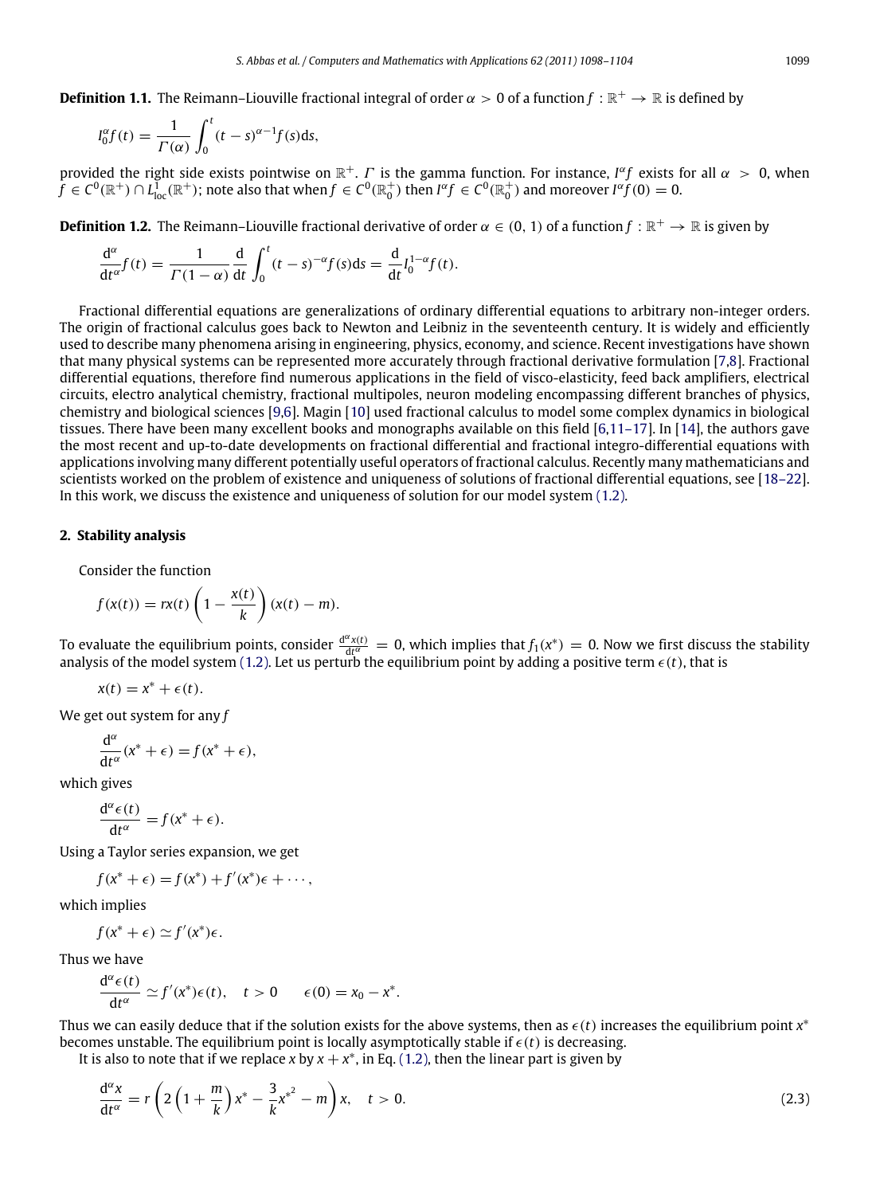**Definition 1.1.** The Reimann–Liouville fractional integral of order $\alpha > 0$ of a function $f : \mathbb{R}^+ \to \mathbb{R}$ is defined by

$$I_0^\alpha f(t) = \frac{1}{\Gamma(\alpha)} \int_0^t (t-s)^{\alpha-1} f(s) \mathrm{d}s,$$

provided the right side exists pointwise on $\mathbb{R}^+$. $\Gamma$ is the gamma function. For instance, $I^\alpha f$ exists for all $\alpha > 0$, when $f \in C^0(\mathbb{R}^+) \cap L^1_{\text{loc}}(\mathbb{R}^+)$; note also that when $f \in C^0(\mathbb{R}_0^+)$ then $I^\alpha f \in C^0(\mathbb{R}_0^+)$ and moreover $I^\alpha f(0) = 0$.

**Definition 1.2.** The Reimann–Liouville fractional derivative of order $\alpha \in (0, 1)$ of a function $f : \mathbb{R}^+ \to \mathbb{R}$ is given by

$$\frac{\mathrm{d}^\alpha}{\mathrm{d}t^\alpha} f(t) = \frac{1}{\Gamma(1-\alpha)} \frac{\mathrm{d}}{\mathrm{d}t} \int_0^t (t-s)^{-\alpha} f(s) \mathrm{d}s = \frac{\mathrm{d}}{\mathrm{d}t} I_0^{1-\alpha} f(t).$$

Fractional differential equations are generalizations of ordinary differential equations to arbitrary non-integer orders. The origin of fractional calculus goes back to Newton and Leibniz in the seventeenth century. It is widely and efficiently used to describe many phenomena arising in engineering, physics, economy, and science. Recent investigations have shown that many physical systems can be represented more accurately through fractional derivative formulation [7,8]. Fractional differential equations, therefore find numerous applications in the field of visco-elasticity, feed back amplifiers, electrical circuits, electro analytical chemistry, fractional multipoles, neuron modeling encompassing different branches of physics, chemistry and biological sciences [9,6]. Magin [10] used fractional calculus to model some complex dynamics in biological tissues. There have been many excellent books and monographs available on this field [6,11–17]. In [14], the authors gave the most recent and up-to-date developments on fractional differential and fractional integro-differential equations with applications involving many different potentially useful operators of fractional calculus. Recently many mathematicians and scientists worked on the problem of existence and uniqueness of solutions of fractional differential equations, see [18–22]. In this work, we discuss the existence and uniqueness of solution for our model system (1.2).

## 2. Stability analysis

Consider the function

$$f(x(t)) = rx(t)\left(1 - \frac{x(t)}{k}\right)(x(t) - m).$$

To evaluate the equilibrium points, consider $\frac{\mathrm{d}^\alpha x(t)}{\mathrm{d}t^\alpha} = 0$, which implies that $f_1(x^*) = 0$. Now we first discuss the stability analysis of the model system (1.2). Let us perturb the equilibrium point by adding a positive term $\epsilon(t)$, that is

$$x(t) = x^* + \epsilon(t).$$

We get out system for any $f$

$$\frac{\mathrm{d}^\alpha}{\mathrm{d}t^\alpha}(x^* + \epsilon) = f(x^* + \epsilon),$$

which gives

$$\frac{\mathrm{d}^\alpha \epsilon(t)}{\mathrm{d}t^\alpha} = f(x^* + \epsilon).$$

Using a Taylor series expansion, we get

$$f(x^* + \epsilon) = f(x^*) + f'(x^*)\epsilon + \cdots,$$

which implies

$$f(x^* + \epsilon) \simeq f'(x^*)\epsilon.$$

Thus we have

$$\frac{\mathrm{d}^\alpha \epsilon(t)}{\mathrm{d}t^\alpha} \simeq f'(x^*)\epsilon(t), \quad t > 0 \qquad \epsilon(0) = x_0 - x^*.$$

Thus we can easily deduce that if the solution exists for the above systems, then as $\epsilon(t)$ increases the equilibrium point $x^*$ becomes unstable. The equilibrium point is locally asymptotically stable if $\epsilon(t)$ is decreasing.

It is also to note that if we replace $x$ by $x + x^*$, in Eq. (1.2), then the linear part is given by

$$\frac{\mathrm{d}^\alpha x}{\mathrm{d}t^\alpha} = r\left(2\left(1 + \frac{m}{k}\right)x^* - \frac{3}{k}x^{*^2} - m\right)x, \quad t > 0. \tag{2.3}$$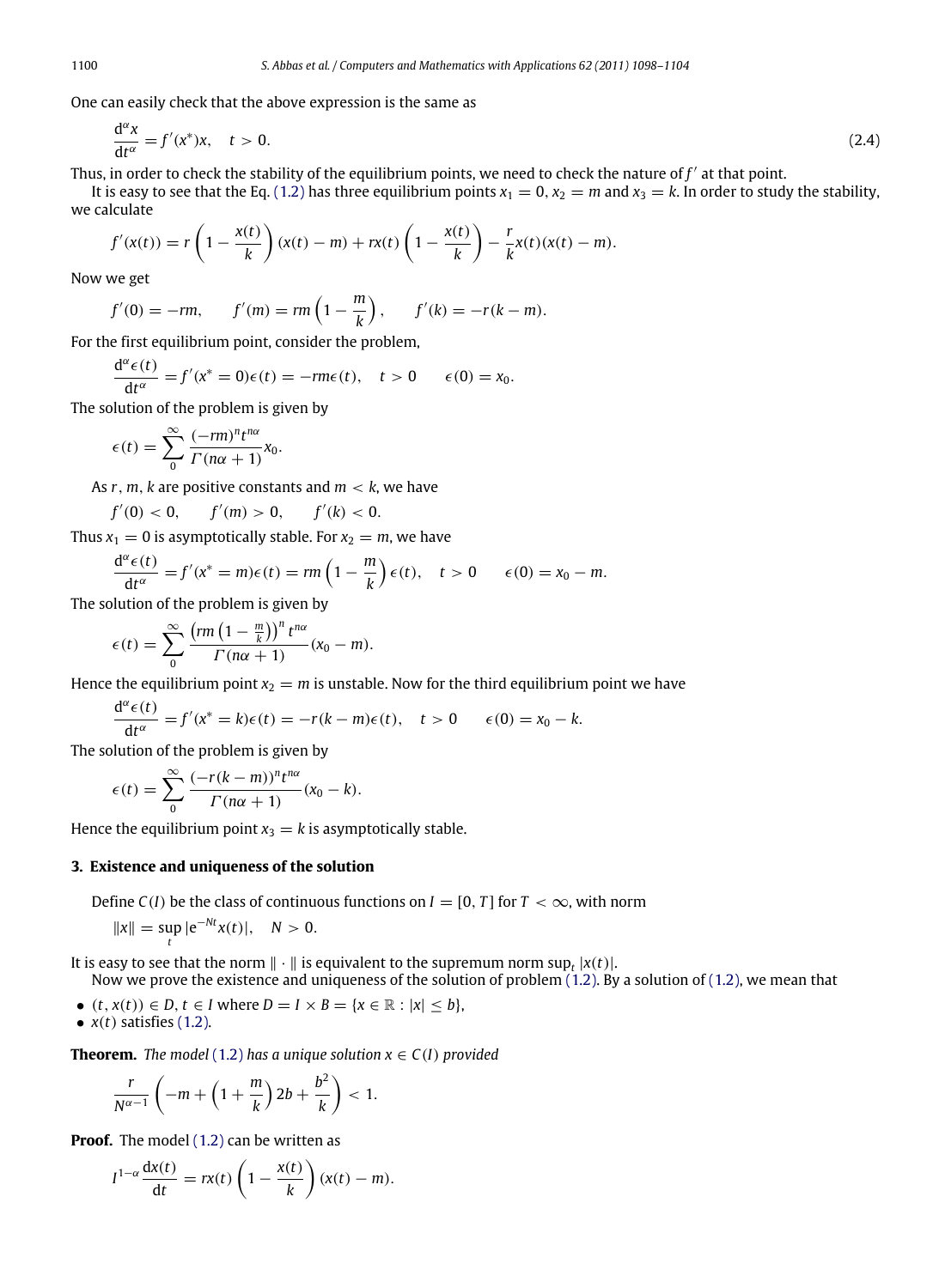One can easily check that the above expression is the same as

$$\frac{\mathrm{d}^\alpha x}{\mathrm{d}t^\alpha} = f'(x^*)x, \quad t > 0. \tag{2.4}$$

Thus, in order to check the stability of the equilibrium points, we need to check the nature of $f'$ at that point.

It is easy to see that the Eq. (1.2) has three equilibrium points $x_1 = 0$, $x_2 = m$ and $x_3 = k$. In order to study the stability, we calculate

$$f'(x(t)) = r\left(1 - \frac{x(t)}{k}\right)(x(t) - m) + rx(t)\left(1 - \frac{x(t)}{k}\right) - \frac{r}{k}x(t)(x(t) - m).$$

Now we get

$$f'(0) = -rm, \qquad f'(m) = rm\left(1 - \frac{m}{k}\right), \qquad f'(k) = -r(k - m).$$

For the first equilibrium point, consider the problem,

$$\frac{\mathrm{d}^\alpha \epsilon(t)}{\mathrm{d}t^\alpha} = f'(x^* = 0)\epsilon(t) = -rm\epsilon(t), \quad t > 0 \qquad \epsilon(0) = x_0.$$

The solution of the problem is given by

$$\epsilon(t) = \sum_0^\infty \frac{(-rm)^n t^{n\alpha}}{\Gamma(n\alpha + 1)} x_0.$$

As $r, m, k$ are positive constants and $m < k$, we have

$$f'(0) < 0, \qquad f'(m) > 0, \qquad f'(k) < 0.$$

Thus $x_1 = 0$ is asymptotically stable. For $x_2 = m$, we have

$$\frac{\mathrm{d}^\alpha \epsilon(t)}{\mathrm{d}t^\alpha} = f'(x^* = m)\epsilon(t) = rm\left(1 - \frac{m}{k}\right)\epsilon(t), \quad t > 0 \qquad \epsilon(0) = x_0 - m.$$

The solution of the problem is given by

$$\epsilon(t) = \sum_0^\infty \frac{\left(rm\left(1 - \frac{m}{k}\right)\right)^n t^{n\alpha}}{\Gamma(n\alpha + 1)}(x_0 - m).$$

Hence the equilibrium point $x_2 = m$ is unstable. Now for the third equilibrium point we have

$$\frac{\mathrm{d}^\alpha \epsilon(t)}{\mathrm{d}t^\alpha} = f'(x^* = k)\epsilon(t) = -r(k - m)\epsilon(t), \quad t > 0 \qquad \epsilon(0) = x_0 - k.$$

The solution of the problem is given by

$$\epsilon(t) = \sum_0^\infty \frac{(-r(k - m))^n t^{n\alpha}}{\Gamma(n\alpha + 1)}(x_0 - k).$$

Hence the equilibrium point $x_3 = k$ is asymptotically stable.

## 3. Existence and uniqueness of the solution

Define $C(I)$ be the class of continuous functions on $I = [0, T]$ for $T < \infty$, with norm

$$\|x\| = \sup_t |\mathrm{e}^{-Nt}x(t)|, \quad N > 0.$$

It is easy to see that the norm $\|\cdot\|$ is equivalent to the supremum norm $\sup_t |x(t)|$.

Now we prove the existence and uniqueness of the solution of problem (1.2). By a solution of (1.2), we mean that

- $(t, x(t)) \in D$, $t \in I$ where $D = I \times B = \{x \in \mathbb{R} : |x| \leq b\}$,
- $x(t)$ satisfies (1.2).

**Theorem.** *The model* (1.2) *has a unique solution* $x \in C(I)$ *provided*

$$\frac{r}{N^{\alpha-1}}\left(-m + \left(1 + \frac{m}{k}\right)2b + \frac{b^2}{k}\right) < 1.$$

**Proof.** The model (1.2) can be written as

$$I^{1-\alpha}\frac{\mathrm{d}x(t)}{\mathrm{d}t} = rx(t)\left(1 - \frac{x(t)}{k}\right)(x(t) - m).$$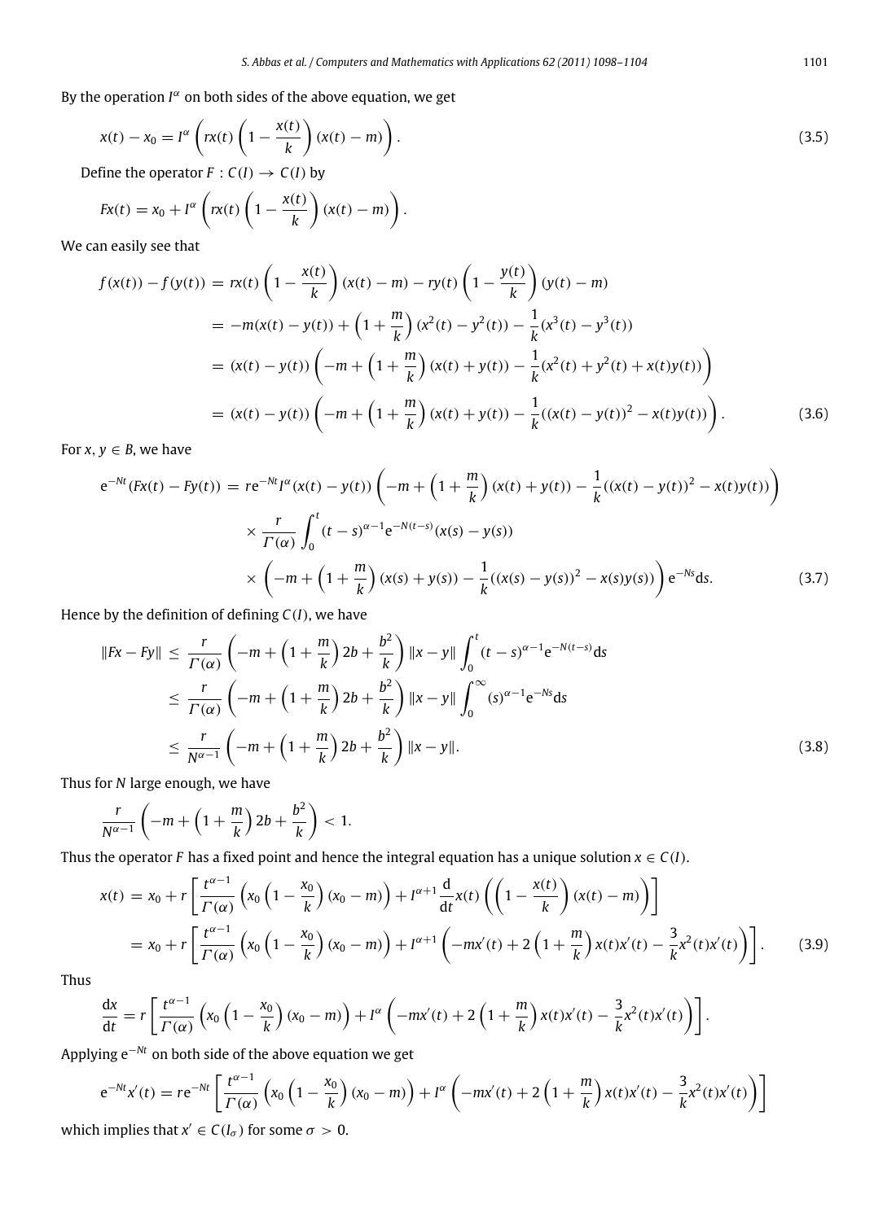By the operation $I^\alpha$ on both sides of the above equation, we get

$$x(t) - x_0 = I^\alpha \left( rx(t) \left(1 - \frac{x(t)}{k}\right)(x(t) - m)\right). \tag{3.5}$$

Define the operator $F : C(I) \to C(I)$ by

$$Fx(t) = x_0 + I^\alpha \left( rx(t) \left(1 - \frac{x(t)}{k}\right)(x(t) - m)\right).$$

We can easily see that

$$\begin{aligned}
f(x(t)) - f(y(t)) &= rx(t)\left(1 - \frac{x(t)}{k}\right)(x(t) - m) - ry(t)\left(1 - \frac{y(t)}{k}\right)(y(t) - m) \\
&= -m(x(t) - y(t)) + \left(1 + \frac{m}{k}\right)(x^2(t) - y^2(t)) - \frac{1}{k}(x^3(t) - y^3(t)) \\
&= (x(t) - y(t))\left(-m + \left(1 + \frac{m}{k}\right)(x(t) + y(t)) - \frac{1}{k}(x^2(t) + y^2(t) + x(t)y(t))\right) \\
&= (x(t) - y(t))\left(-m + \left(1 + \frac{m}{k}\right)(x(t) + y(t)) - \frac{1}{k}((x(t) - y(t))^2 - x(t)y(t))\right).
\end{aligned} \tag{3.6}$$

For $x, y \in B$, we have

$$\begin{aligned}
e^{-Nt}(Fx(t) - Fy(t)) &= re^{-Nt} I^\alpha (x(t) - y(t))\left(-m + \left(1 + \frac{m}{k}\right)(x(t) + y(t)) - \frac{1}{k}((x(t) - y(t))^2 - x(t)y(t))\right) \\
&\quad \times \frac{r}{\Gamma(\alpha)} \int_0^t (t - s)^{\alpha - 1} e^{-N(t-s)}(x(s) - y(s)) \\
&\quad \times \left(-m + \left(1 + \frac{m}{k}\right)(x(s) + y(s)) - \frac{1}{k}((x(s) - y(s))^2 - x(s)y(s))\right) e^{-Ns} ds.
\end{aligned} \tag{3.7}$$

Hence by the definition of defining $C(I)$, we have

$$\begin{aligned}
\|Fx - Fy\| &\le \frac{r}{\Gamma(\alpha)}\left(-m + \left(1 + \frac{m}{k}\right)2b + \frac{b^2}{k}\right)\|x - y\| \int_0^t (t - s)^{\alpha - 1} e^{-N(t-s)} ds \\
&\le \frac{r}{\Gamma(\alpha)}\left(-m + \left(1 + \frac{m}{k}\right)2b + \frac{b^2}{k}\right)\|x - y\| \int_0^\infty (s)^{\alpha - 1} e^{-Ns} ds \\
&\le \frac{r}{N^{\alpha - 1}}\left(-m + \left(1 + \frac{m}{k}\right)2b + \frac{b^2}{k}\right)\|x - y\|.
\end{aligned} \tag{3.8}$$

Thus for $N$ large enough, we have

$$\frac{r}{N^{\alpha-1}}\left(-m + \left(1 + \frac{m}{k}\right)2b + \frac{b^2}{k}\right) < 1.$$

Thus the operator $F$ has a fixed point and hence the integral equation has a unique solution $x \in C(I)$.

$$\begin{aligned}
x(t) &= x_0 + r\left[\frac{t^{\alpha-1}}{\Gamma(\alpha)}\left(x_0\left(1 - \frac{x_0}{k}\right)(x_0 - m)\right) + I^{\alpha+1}\frac{d}{dt}x(t)\left(\left(1 - \frac{x(t)}{k}\right)(x(t) - m)\right)\right] \\
&= x_0 + r\left[\frac{t^{\alpha-1}}{\Gamma(\alpha)}\left(x_0\left(1 - \frac{x_0}{k}\right)(x_0 - m)\right) + I^{\alpha+1}\left(-mx'(t) + 2\left(1 + \frac{m}{k}\right)x(t)x'(t) - \frac{3}{k}x^2(t)x'(t)\right)\right].
\end{aligned} \tag{3.9}$$

Thus

$$\frac{dx}{dt} = r\left[\frac{t^{\alpha-1}}{\Gamma(\alpha)}\left(x_0\left(1 - \frac{x_0}{k}\right)(x_0 - m)\right) + I^{\alpha}\left(-mx'(t) + 2\left(1 + \frac{m}{k}\right)x(t)x'(t) - \frac{3}{k}x^2(t)x'(t)\right)\right].$$

Applying $e^{-Nt}$ on both side of the above equation we get

$$e^{-Nt}x'(t) = re^{-Nt}\left[\frac{t^{\alpha-1}}{\Gamma(\alpha)}\left(x_0\left(1 - \frac{x_0}{k}\right)(x_0 - m)\right) + I^{\alpha}\left(-mx'(t) + 2\left(1 + \frac{m}{k}\right)x(t)x'(t) - \frac{3}{k}x^2(t)x'(t)\right)\right]$$

which implies that $x' \in C(I_\sigma)$ for some $\sigma > 0$.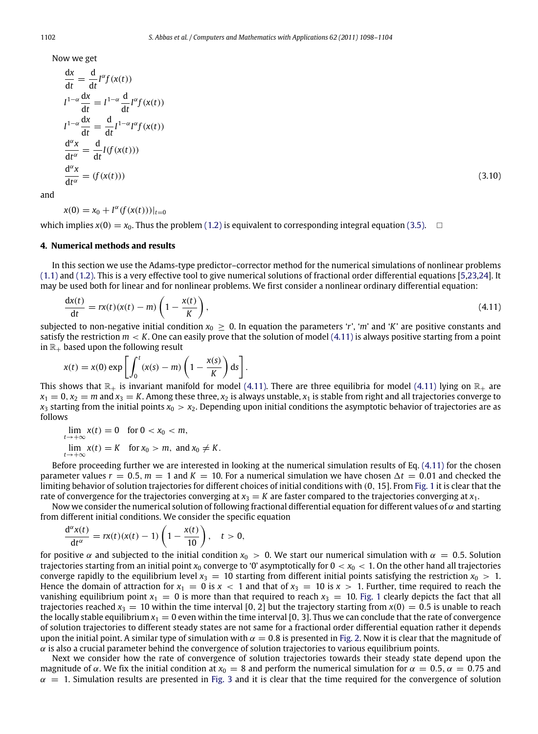Now we get

$$
\begin{aligned}
\frac{\mathrm{d}x}{\mathrm{d}t} &= \frac{\mathrm{d}}{\mathrm{d}t} I^{\alpha} f(x(t)) \\
I^{1-\alpha}\frac{\mathrm{d}x}{\mathrm{d}t} &= I^{1-\alpha}\frac{\mathrm{d}}{\mathrm{d}t} I^{\alpha} f(x(t)) \\
I^{1-\alpha}\frac{\mathrm{d}x}{\mathrm{d}t} &= \frac{\mathrm{d}}{\mathrm{d}t} I^{1-\alpha} I^{\alpha} f(x(t)) \\
\frac{\mathrm{d}^{\alpha}x}{\mathrm{d}t^{\alpha}} &= \frac{\mathrm{d}}{\mathrm{d}t} I(f(x(t))) \\
\frac{\mathrm{d}^{\alpha}x}{\mathrm{d}t^{\alpha}} &= (f(x(t)))
\end{aligned}
\tag{3.10}
$$

and

$$
x(0) = x_0 + I^{\alpha}(f(x(t)))|_{t=0}
$$

which implies $x(0) = x_0$. Thus the problem (1.2) is equivalent to corresponding integral equation (3.5). □

## 4. Numerical methods and results

In this section we use the Adams-type predictor–corrector method for the numerical simulations of nonlinear problems (1.1) and (1.2). This is a very effective tool to give numerical solutions of fractional order differential equations [5,23,24]. It may be used both for linear and for nonlinear problems. We first consider a nonlinear ordinary differential equation:

$$
\frac{\mathrm{d}x(t)}{\mathrm{d}t} = rx(t)(x(t) - m)\left(1 - \frac{x(t)}{K}\right), \tag{4.11}
$$

subjected to non-negative initial condition $x_0 \geq 0$. In equation the parameters '$r$', '$m$' and '$K$' are positive constants and satisfy the restriction $m < K$. One can easily prove that the solution of model (4.11) is always positive starting from a point in $\mathbb{R}_+$ based upon the following result

$$
x(t) = x(0)\exp\left[\int_0^t (x(s) - m)\left(1 - \frac{x(s)}{K}\right)\mathrm{d}s\right].
$$

This shows that $\mathbb{R}_+$ is invariant manifold for model (4.11). There are three equilibria for model (4.11) lying on $\mathbb{R}_+$ are $x_1 = 0$, $x_2 = m$ and $x_3 = K$. Among these three, $x_2$ is always unstable, $x_1$ is stable from right and all trajectories converge to $x_3$ starting from the initial points $x_0 > x_2$. Depending upon initial conditions the asymptotic behavior of trajectories are as follows

$$
\lim_{t\to+\infty} x(t) = 0 \quad \text{for } 0 < x_0 < m,
$$

$$
\lim_{t\to+\infty} x(t) = K \quad \text{for } x_0 > m, \text{ and } x_0 \neq K.
$$

Before proceeding further we are interested in looking at the numerical simulation results of Eq. (4.11) for the chosen parameter values $r = 0.5$, $m = 1$ and $K = 10$. For a numerical simulation we have chosen $\Delta t = 0.01$ and checked the limiting behavior of solution trajectories for different choices of initial conditions with $(0, 15]$. From Fig. 1 it is clear that the rate of convergence for the trajectories converging at $x_3 = K$ are faster compared to the trajectories converging at $x_1$.

Now we consider the numerical solution of following fractional differential equation for different values of $\alpha$ and starting from different initial conditions. We consider the specific equation

$$
\frac{\mathrm{d}^{\alpha}x(t)}{\mathrm{d}t^{\alpha}} = rx(t)(x(t) - 1)\left(1 - \frac{x(t)}{10}\right), \quad t > 0,
$$

for positive $\alpha$ and subjected to the initial condition $x_0 > 0$. We start our numerical simulation with $\alpha = 0.5$. Solution trajectories starting from an initial point $x_0$ converge to '0' asymptotically for $0 < x_0 < 1$. On the other hand all trajectories converge rapidly to the equilibrium level $x_3 = 10$ starting from different initial points satisfying the restriction $x_0 > 1$. Hence the domain of attraction for $x_1 = 0$ is $x < 1$ and that of $x_3 = 10$ is $x > 1$. Further, time required to reach the vanishing equilibrium point $x_1 = 0$ is more than that required to reach $x_3 = 10$. Fig. 1 clearly depicts the fact that all trajectories reached $x_3 = 10$ within the time interval $[0, 2]$ but the trajectory starting from $x(0) = 0.5$ is unable to reach the locally stable equilibrium $x_1 = 0$ even within the time interval $[0, 3]$. Thus we can conclude that the rate of convergence of solution trajectories to different steady states are not same for a fractional order differential equation rather it depends upon the initial point. A similar type of simulation with $\alpha = 0.8$ is presented in Fig. 2. Now it is clear that the magnitude of $\alpha$ is also a crucial parameter behind the convergence of solution trajectories to various equilibrium points.

Next we consider how the rate of convergence of solution trajectories towards their steady state depend upon the magnitude of $\alpha$. We fix the initial condition at $x_0 = 8$ and perform the numerical simulation for $\alpha = 0.5$, $\alpha = 0.75$ and $\alpha = 1$. Simulation results are presented in Fig. 3 and it is clear that the time required for the convergence of solution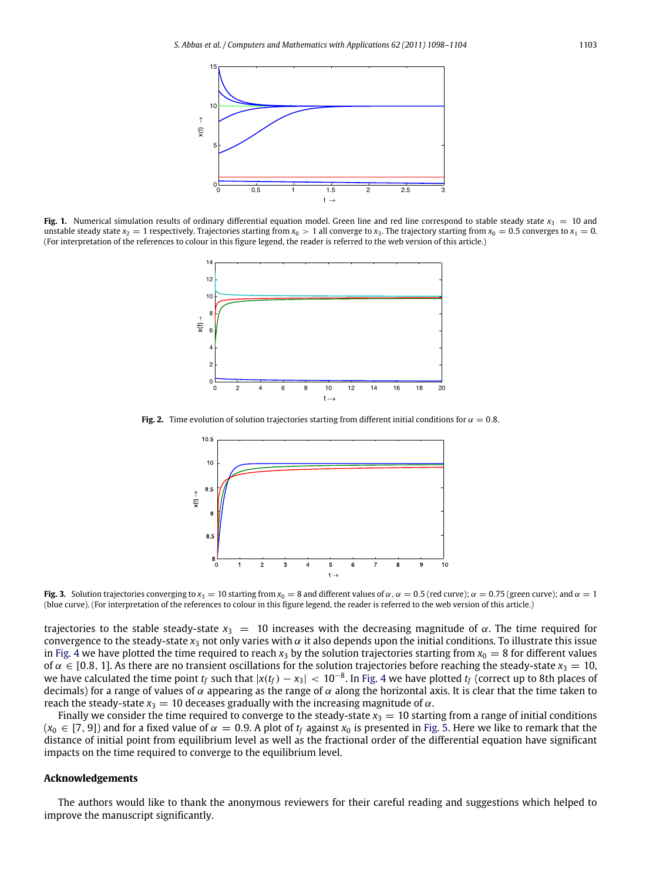**Fig. 1.** Numerical simulation results of ordinary differential equation model. Green line and red line correspond to stable steady state $x_3 = 10$ and unstable steady state $x_2 = 1$ respectively. Trajectories starting from $x_0 > 1$ all converge to $x_3$. The trajectory starting from $x_0 = 0.5$ converges to $x_1 = 0$. (For interpretation of the references to colour in this figure legend, the reader is referred to the web version of this article.)

**Fig. 2.** Time evolution of solution trajectories starting from different initial conditions for $\alpha = 0.8$.

**Fig. 3.** Solution trajectories converging to $x_3 = 10$ starting from $x_0 = 8$ and different values of $\alpha$, $\alpha = 0.5$ (red curve); $\alpha = 0.75$ (green curve); and $\alpha = 1$ (blue curve). (For interpretation of the references to colour in this figure legend, the reader is referred to the web version of this article.)

trajectories to the stable steady-state $x_3 = 10$ increases with the decreasing magnitude of $\alpha$. The time required for convergence to the steady-state $x_3$ not only varies with $\alpha$ it also depends upon the initial conditions. To illustrate this issue in Fig. 4 we have plotted the time required to reach $x_3$ by the solution trajectories starting from $x_0 = 8$ for different values of $\alpha \in [0.8, 1]$. As there are no transient oscillations for the solution trajectories before reaching the steady-state $x_3 = 10$, we have calculated the time point $t_f$ such that $|x(t_f) - x_3| < 10^{-8}$. In Fig. 4 we have plotted $t_f$ (correct up to 8th places of decimals) for a range of values of $\alpha$ appearing as the range of $\alpha$ along the horizontal axis. It is clear that the time taken to reach the steady-state $x_3 = 10$ deceases gradually with the increasing magnitude of $\alpha$.

Finally we consider the time required to converge to the steady-state $x_3 = 10$ starting from a range of initial conditions ($x_0 \in [7, 9]$) and for a fixed value of $\alpha = 0.9$. A plot of $t_f$ against $x_0$ is presented in Fig. 5. Here we like to remark that the distance of initial point from equilibrium level as well as the fractional order of the differential equation have significant impacts on the time required to converge to the equilibrium level.

## Acknowledgements

The authors would like to thank the anonymous reviewers for their careful reading and suggestions which helped to improve the manuscript significantly.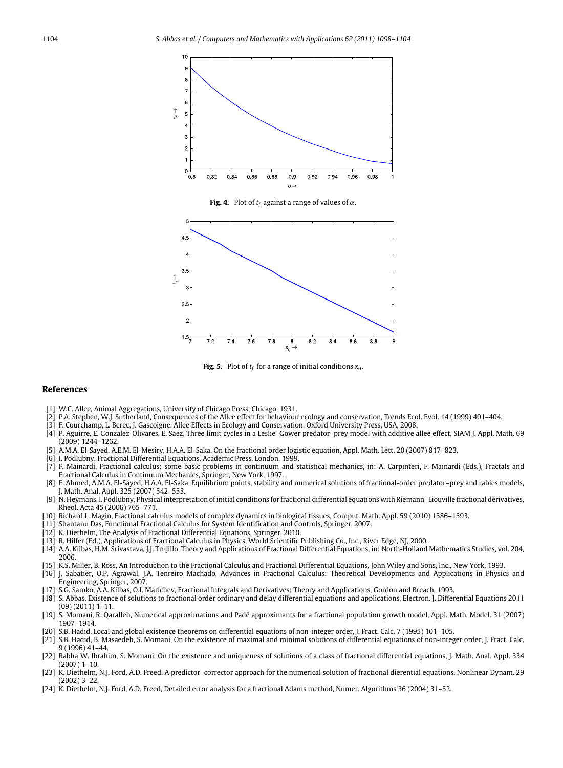10
9
8
7
6
5
4
3
2
1
0

$t_f \rightarrow$

0.8 0.82 0.84 0.86 0.88 0.9 0.92 0.94 0.96 0.98 1

$\alpha \rightarrow$

**Fig. 4.** Plot of $t_f$ against a range of values of $\alpha$.

5
4.5
4
3.5
3
2.5
2
1.5

$t_f \rightarrow$

7 7.2 7.4 7.6 7.8 8 8.2 8.4 8.6 8.8 9

$x_0 \rightarrow$

**Fig. 5.** Plot of $t_f$ for a range of initial conditions $x_0$.

## References

[1] W.C. Allee, Animal Aggregations, University of Chicago Press, Chicago, 1931.

[2] P.A. Stephen, W.J. Sutherland, Consequences of the Allee effect for behaviour ecology and conservation, Trends Ecol. Evol. 14 (1999) 401–404.

[3] F. Courchamp, L. Berec, J. Gascoigne, Allee Effects in Ecology and Conservation, Oxford University Press, USA, 2008.

[4] P. Aguirre, E. Gonzalez-Olivares, E. Saez, Three limit cycles in a Leslie–Gower predator–prey model with additive allee effect, SIAM J. Appl. Math. 69 (2009) 1244–1262.

[5] A.M.A. El-Sayed, A.E.M. El-Mesiry, H.A.A. El-Saka, On the fractional order logistic equation, Appl. Math. Lett. 20 (2007) 817–823.

[6] I. Podlubny, Fractional Differential Equations, Academic Press, London, 1999.

[7] F. Mainardi, Fractional calculus: some basic problems in continuum and statistical mechanics, in: A. Carpinteri, F. Mainardi (Eds.), Fractals and Fractional Calculus in Continuum Mechanics, Springer, New York, 1997.

[8] E. Ahmed, A.M.A. El-Sayed, H.A.A. El-Saka, Equilibrium points, stability and numerical solutions of fractional-order predator–prey and rabies models, J. Math. Anal. Appl. 325 (2007) 542–553.

[9] N. Heymans, I. Podlubny, Physical interpretation of initial conditions for fractional differential equations with Riemann–Liouville fractional derivatives, Rheol. Acta 45 (2006) 765–771.

[10] Richard L. Magin, Fractional calculus models of complex dynamics in biological tissues, Comput. Math. Appl. 59 (2010) 1586–1593.

[11] Shantanu Das, Functional Fractional Calculus for System Identification and Controls, Springer, 2007.

[12] K. Diethelm, The Analysis of Fractional Differential Equations, Springer, 2010.

[13] R. Hilfer (Ed.), Applications of Fractional Calculus in Physics, World Scientific Publishing Co., Inc., River Edge, NJ, 2000.

[14] A.A. Kilbas, H.M. Srivastava, J.J. Trujillo, Theory and Applications of Fractional Differential Equations, in: North-Holland Mathematics Studies, vol. 204, 2006.

[15] K.S. Miller, B. Ross, An Introduction to the Fractional Calculus and Fractional Differential Equations, John Wiley and Sons, Inc., New York, 1993.

[16] J. Sabatier, O.P. Agrawal, J.A. Tenreiro Machado, Advances in Fractional Calculus: Theoretical Developments and Applications in Physics and Engineering, Springer, 2007.

[17] S.G. Samko, A.A. Kilbas, O.I. Marichev, Fractional Integrals and Derivatives: Theory and Applications, Gordon and Breach, 1993.

[18] S. Abbas, Existence of solutions to fractional order ordinary and delay differential equations and applications, Electron. J. Differential Equations 2011 (09) (2011) 1–11.

[19] S. Momani, R. Qaralleh, Numerical approximations and Padé approximants for a fractional population growth model, Appl. Math. Model. 31 (2007) 1907–1914.

[20] S.B. Hadid, Local and global existence theorems on differential equations of non-integer order, J. Fract. Calc. 7 (1995) 101–105.

[21] S.B. Hadid, B. Masaedeh, S. Momani, On the existence of maximal and minimal solutions of differential equations of non-integer order, J. Fract. Calc. 9 (1996) 41–44.

[22] Rabha W. Ibrahim, S. Momani, On the existence and uniqueness of solutions of a class of fractional differential equations, J. Math. Anal. Appl. 334 (2007) 1–10.

[23] K. Diethelm, N.J. Ford, A.D. Freed, A predictor–corrector approach for the numerical solution of fractional dierential equations, Nonlinear Dynam. 29 (2002) 3–22.

[24] K. Diethelm, N.J. Ford, A.D. Freed, Detailed error analysis for a fractional Adams method, Numer. Algorithms 36 (2004) 31–52.